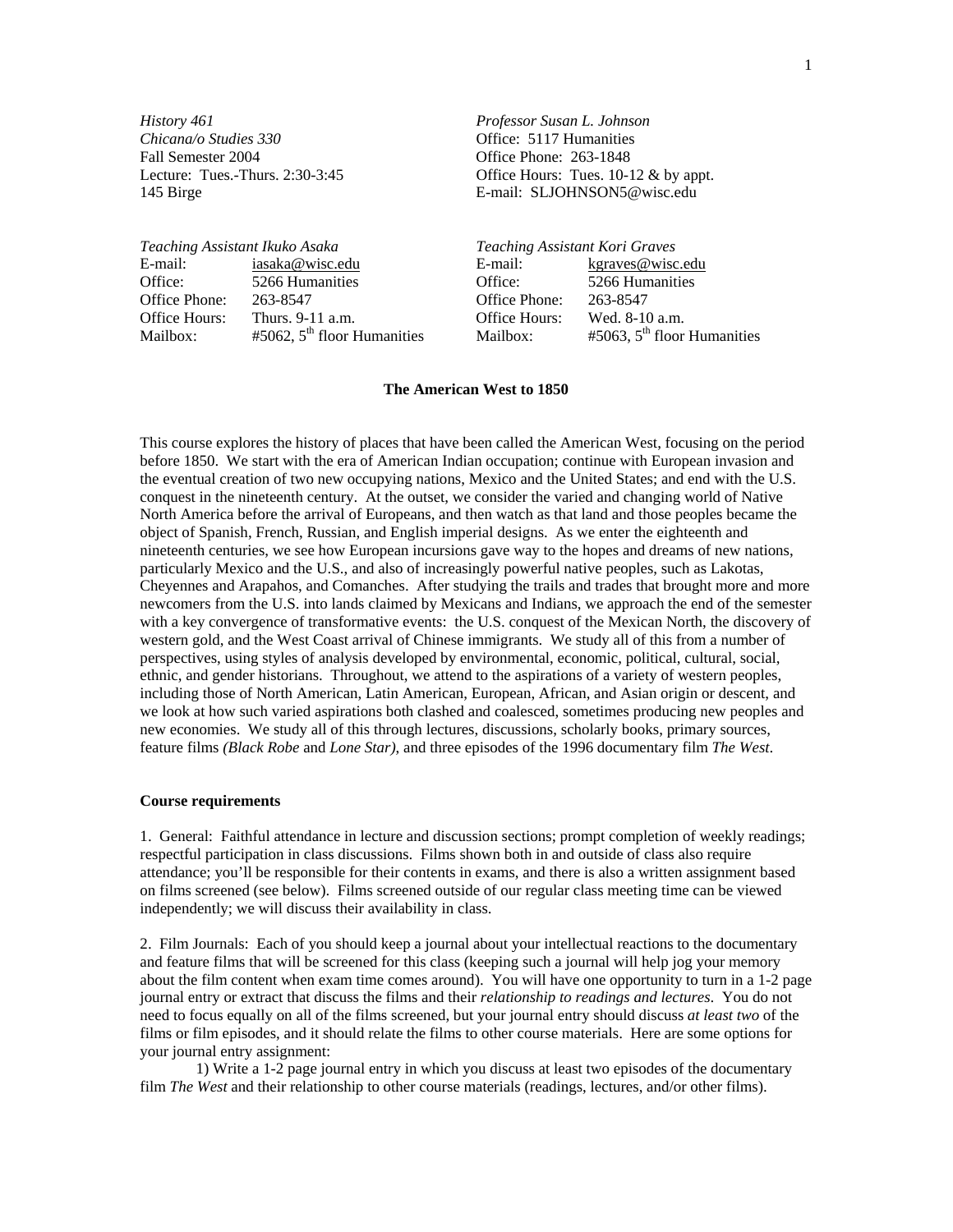*History 461*
*Chicana/o Studies 330*
Fall Semester 2004
Lecture: Tues.-Thurs. 2:30-3:45
145 Birge

*Professor Susan L. Johnson*
Office: 5117 Humanities
Office Phone: 263-1848
Office Hours: Tues. 10-12 & by appt.
E-mail: SLJOHNSON5@wisc.edu

*Teaching Assistant Ikuko Asaka*

| | |
|---|---|
| E-mail: | iasaka@wisc.edu |
| Office: | 5266 Humanities |
| Office Phone: | 263-8547 |
| Office Hours: | Thurs. 9-11 a.m. |
| Mailbox: | #5062, 5th floor Humanities |

*Teaching Assistant Kori Graves*

| | |
|---|---|
| E-mail: | kgraves@wisc.edu |
| Office: | 5266 Humanities |
| Office Phone: | 263-8547 |
| Office Hours: | Wed. 8-10 a.m. |
| Mailbox: | #5063, 5th floor Humanities |

## The American West to 1850

This course explores the history of places that have been called the American West, focusing on the period before 1850. We start with the era of American Indian occupation; continue with European invasion and the eventual creation of two new occupying nations, Mexico and the United States; and end with the U.S. conquest in the nineteenth century. At the outset, we consider the varied and changing world of Native North America before the arrival of Europeans, and then watch as that land and those peoples became the object of Spanish, French, Russian, and English imperial designs. As we enter the eighteenth and nineteenth centuries, we see how European incursions gave way to the hopes and dreams of new nations, particularly Mexico and the U.S., and also of increasingly powerful native peoples, such as Lakotas, Cheyennes and Arapahos, and Comanches. After studying the trails and trades that brought more and more newcomers from the U.S. into lands claimed by Mexicans and Indians, we approach the end of the semester with a key convergence of transformative events: the U.S. conquest of the Mexican North, the discovery of western gold, and the West Coast arrival of Chinese immigrants. We study all of this from a number of perspectives, using styles of analysis developed by environmental, economic, political, cultural, social, ethnic, and gender historians. Throughout, we attend to the aspirations of a variety of western peoples, including those of North American, Latin American, European, African, and Asian origin or descent, and we look at how such varied aspirations both clashed and coalesced, sometimes producing new peoples and new economies. We study all of this through lectures, discussions, scholarly books, primary sources, feature films *(Black Robe* and *Lone Star),* and three episodes of the 1996 documentary film *The West*.

### Course requirements

1. General: Faithful attendance in lecture and discussion sections; prompt completion of weekly readings; respectful participation in class discussions. Films shown both in and outside of class also require attendance; you'll be responsible for their contents in exams, and there is also a written assignment based on films screened (see below). Films screened outside of our regular class meeting time can be viewed independently; we will discuss their availability in class.

2. Film Journals: Each of you should keep a journal about your intellectual reactions to the documentary and feature films that will be screened for this class (keeping such a journal will help jog your memory about the film content when exam time comes around). You will have one opportunity to turn in a 1-2 page journal entry or extract that discuss the films and their *relationship to readings and lectures*. You do not need to focus equally on all of the films screened, but your journal entry should discuss *at least two* of the films or film episodes, and it should relate the films to other course materials. Here are some options for your journal entry assignment:

1) Write a 1-2 page journal entry in which you discuss at least two episodes of the documentary film *The West* and their relationship to other course materials (readings, lectures, and/or other films).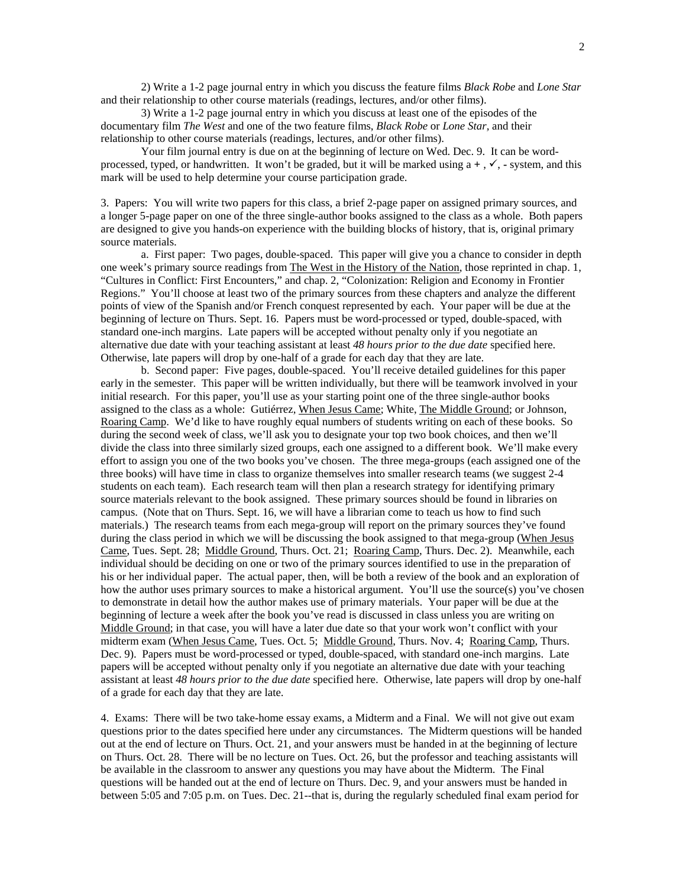2) Write a 1-2 page journal entry in which you discuss the feature films *Black Robe* and *Lone Star* and their relationship to other course materials (readings, lectures, and/or other films).

3) Write a 1-2 page journal entry in which you discuss at least one of the episodes of the documentary film *The West* and one of the two feature films, *Black Robe* or *Lone Star*, and their relationship to other course materials (readings, lectures, and/or other films).

Your film journal entry is due on at the beginning of lecture on Wed. Dec. 9. It can be word-processed, typed, or handwritten. It won't be graded, but it will be marked using a + , ✓, - system, and this mark will be used to help determine your course participation grade.

3. Papers: You will write two papers for this class, a brief 2-page paper on assigned primary sources, and a longer 5-page paper on one of the three single-author books assigned to the class as a whole. Both papers are designed to give you hands-on experience with the building blocks of history, that is, original primary source materials.

a. First paper: Two pages, double-spaced. This paper will give you a chance to consider in depth one week's primary source readings from The West in the History of the Nation, those reprinted in chap. 1, "Cultures in Conflict: First Encounters," and chap. 2, "Colonization: Religion and Economy in Frontier Regions." You'll choose at least two of the primary sources from these chapters and analyze the different points of view of the Spanish and/or French conquest represented by each. Your paper will be due at the beginning of lecture on Thurs. Sept. 16. Papers must be word-processed or typed, double-spaced, with standard one-inch margins. Late papers will be accepted without penalty only if you negotiate an alternative due date with your teaching assistant at least *48 hours prior to the due date* specified here. Otherwise, late papers will drop by one-half of a grade for each day that they are late.

b. Second paper: Five pages, double-spaced. You'll receive detailed guidelines for this paper early in the semester. This paper will be written individually, but there will be teamwork involved in your initial research. For this paper, you'll use as your starting point one of the three single-author books assigned to the class as a whole: Gutiérrez, When Jesus Came; White, The Middle Ground; or Johnson, Roaring Camp. We'd like to have roughly equal numbers of students writing on each of these books. So during the second week of class, we'll ask you to designate your top two book choices, and then we'll divide the class into three similarly sized groups, each one assigned to a different book. We'll make every effort to assign you one of the two books you've chosen. The three mega-groups (each assigned one of the three books) will have time in class to organize themselves into smaller research teams (we suggest 2-4 students on each team). Each research team will then plan a research strategy for identifying primary source materials relevant to the book assigned. These primary sources should be found in libraries on campus. (Note that on Thurs. Sept. 16, we will have a librarian come to teach us how to find such materials.) The research teams from each mega-group will report on the primary sources they've found during the class period in which we will be discussing the book assigned to that mega-group (When Jesus Came, Tues. Sept. 28; Middle Ground, Thurs. Oct. 21; Roaring Camp, Thurs. Dec. 2). Meanwhile, each individual should be deciding on one or two of the primary sources identified to use in the preparation of his or her individual paper. The actual paper, then, will be both a review of the book and an exploration of how the author uses primary sources to make a historical argument. You'll use the source(s) you've chosen to demonstrate in detail how the author makes use of primary materials. Your paper will be due at the beginning of lecture a week after the book you've read is discussed in class unless you are writing on Middle Ground; in that case, you will have a later due date so that your work won't conflict with your midterm exam (When Jesus Came, Tues. Oct. 5; Middle Ground, Thurs. Nov. 4; Roaring Camp, Thurs. Dec. 9). Papers must be word-processed or typed, double-spaced, with standard one-inch margins. Late papers will be accepted without penalty only if you negotiate an alternative due date with your teaching assistant at least *48 hours prior to the due date* specified here. Otherwise, late papers will drop by one-half of a grade for each day that they are late.

4. Exams: There will be two take-home essay exams, a Midterm and a Final. We will not give out exam questions prior to the dates specified here under any circumstances. The Midterm questions will be handed out at the end of lecture on Thurs. Oct. 21, and your answers must be handed in at the beginning of lecture on Thurs. Oct. 28. There will be no lecture on Tues. Oct. 26, but the professor and teaching assistants will be available in the classroom to answer any questions you may have about the Midterm. The Final questions will be handed out at the end of lecture on Thurs. Dec. 9, and your answers must be handed in between 5:05 and 7:05 p.m. on Tues. Dec. 21--that is, during the regularly scheduled final exam period for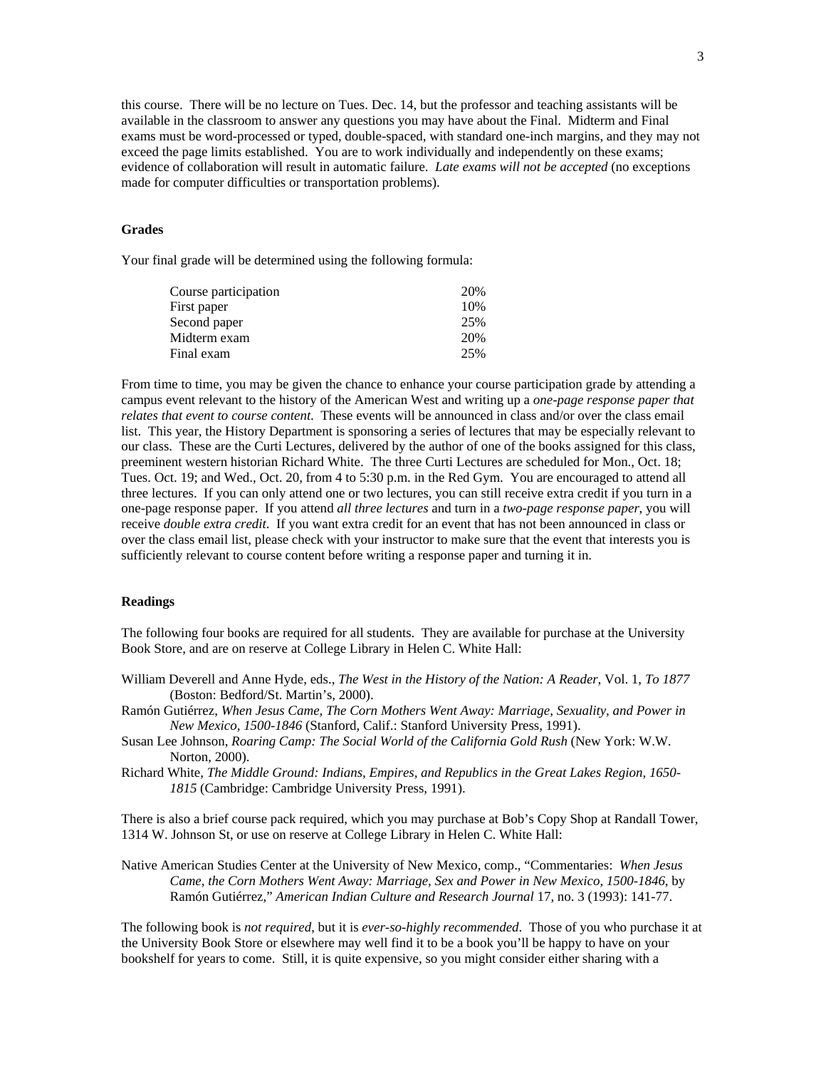this course. There will be no lecture on Tues. Dec. 14, but the professor and teaching assistants will be available in the classroom to answer any questions you may have about the Final. Midterm and Final exams must be word-processed or typed, double-spaced, with standard one-inch margins, and they may not exceed the page limits established. You are to work individually and independently on these exams; evidence of collaboration will result in automatic failure. *Late exams will not be accepted* (no exceptions made for computer difficulties or transportation problems).

**Grades**

Your final grade will be determined using the following formula:

| | |
|---|---|
| Course participation | 20% |
| First paper | 10% |
| Second paper | 25% |
| Midterm exam | 20% |
| Final exam | 25% |

From time to time, you may be given the chance to enhance your course participation grade by attending a campus event relevant to the history of the American West and writing up a *one-page response paper that relates that event to course content.* These events will be announced in class and/or over the class email list. This year, the History Department is sponsoring a series of lectures that may be especially relevant to our class. These are the Curti Lectures, delivered by the author of one of the books assigned for this class, preeminent western historian Richard White. The three Curti Lectures are scheduled for Mon., Oct. 18; Tues. Oct. 19; and Wed., Oct. 20, from 4 to 5:30 p.m. in the Red Gym. You are encouraged to attend all three lectures. If you can only attend one or two lectures, you can still receive extra credit if you turn in a one-page response paper. If you attend *all three lectures* and turn in a *two-page response paper*, you will receive *double extra credit*. If you want extra credit for an event that has not been announced in class or over the class email list, please check with your instructor to make sure that the event that interests you is sufficiently relevant to course content before writing a response paper and turning it in.

**Readings**

The following four books are required for all students. They are available for purchase at the University Book Store, and are on reserve at College Library in Helen C. White Hall:

William Deverell and Anne Hyde, eds., *The West in the History of the Nation: A Reader*, Vol. 1, *To 1877* (Boston: Bedford/St. Martin's, 2000).

Ramón Gutiérrez, *When Jesus Came, The Corn Mothers Went Away: Marriage, Sexuality, and Power in New Mexico, 1500-1846* (Stanford, Calif.: Stanford University Press, 1991).

Susan Lee Johnson, *Roaring Camp: The Social World of the California Gold Rush* (New York: W.W. Norton, 2000).

Richard White, *The Middle Ground: Indians, Empires, and Republics in the Great Lakes Region, 1650-1815* (Cambridge: Cambridge University Press, 1991).

There is also a brief course pack required, which you may purchase at Bob's Copy Shop at Randall Tower, 1314 W. Johnson St, or use on reserve at College Library in Helen C. White Hall:

Native American Studies Center at the University of New Mexico, comp., "Commentaries: *When Jesus Came, the Corn Mothers Went Away: Marriage, Sex and Power in New Mexico, 1500-1846*, by Ramón Gutiérrez," *American Indian Culture and Research Journal* 17, no. 3 (1993): 141-77.

The following book is *not required*, but it is *ever-so-highly recommended*. Those of you who purchase it at the University Book Store or elsewhere may well find it to be a book you'll be happy to have on your bookshelf for years to come. Still, it is quite expensive, so you might consider either sharing with a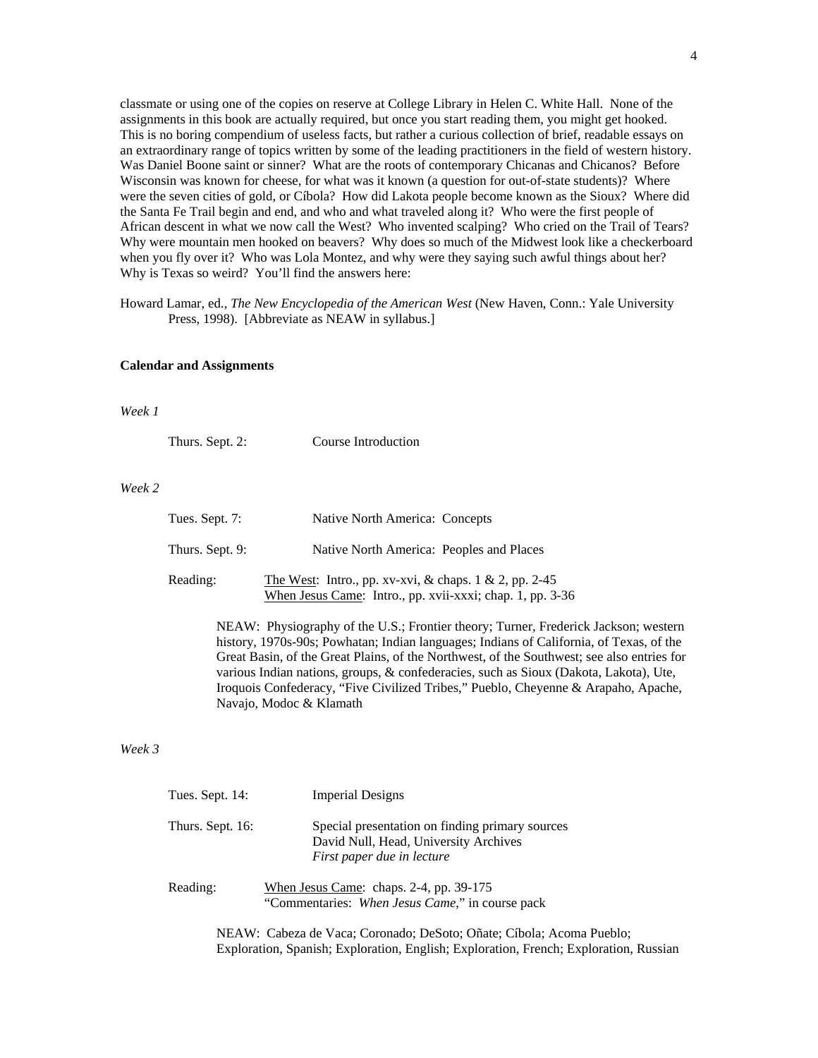classmate or using one of the copies on reserve at College Library in Helen C. White Hall. None of the assignments in this book are actually required, but once you start reading them, you might get hooked. This is no boring compendium of useless facts, but rather a curious collection of brief, readable essays on an extraordinary range of topics written by some of the leading practitioners in the field of western history. Was Daniel Boone saint or sinner? What are the roots of contemporary Chicanas and Chicanos? Before Wisconsin was known for cheese, for what was it known (a question for out-of-state students)? Where were the seven cities of gold, or Cíbola? How did Lakota people become known as the Sioux? Where did the Santa Fe Trail begin and end, and who and what traveled along it? Who were the first people of African descent in what we now call the West? Who invented scalping? Who cried on the Trail of Tears? Why were mountain men hooked on beavers? Why does so much of the Midwest look like a checkerboard when you fly over it? Who was Lola Montez, and why were they saying such awful things about her? Why is Texas so weird? You'll find the answers here:

Howard Lamar, ed., *The New Encyclopedia of the American West* (New Haven, Conn.: Yale University Press, 1998). [Abbreviate as NEAW in syllabus.]

**Calendar and Assignments**

*Week 1*

Thurs. Sept. 2: Course Introduction

*Week 2*

Tues. Sept. 7: Native North America: Concepts

Thurs. Sept. 9: Native North America: Peoples and Places

Reading: The West: Intro., pp. xv-xvi, & chaps. 1 & 2, pp. 2-45
When Jesus Came: Intro., pp. xvii-xxxi; chap. 1, pp. 3-36

NEAW: Physiography of the U.S.; Frontier theory; Turner, Frederick Jackson; western history, 1970s-90s; Powhatan; Indian languages; Indians of California, of Texas, of the Great Basin, of the Great Plains, of the Northwest, of the Southwest; see also entries for various Indian nations, groups, & confederacies, such as Sioux (Dakota, Lakota), Ute, Iroquois Confederacy, "Five Civilized Tribes," Pueblo, Cheyenne & Arapaho, Apache, Navajo, Modoc & Klamath

*Week 3*

Tues. Sept. 14: Imperial Designs

Thurs. Sept. 16: Special presentation on finding primary sources
David Null, Head, University Archives
*First paper due in lecture*

Reading: When Jesus Came: chaps. 2-4, pp. 39-175
"Commentaries: *When Jesus Came*," in course pack

NEAW: Cabeza de Vaca; Coronado; DeSoto; Oñate; Cíbola; Acoma Pueblo; Exploration, Spanish; Exploration, English; Exploration, French; Exploration, Russian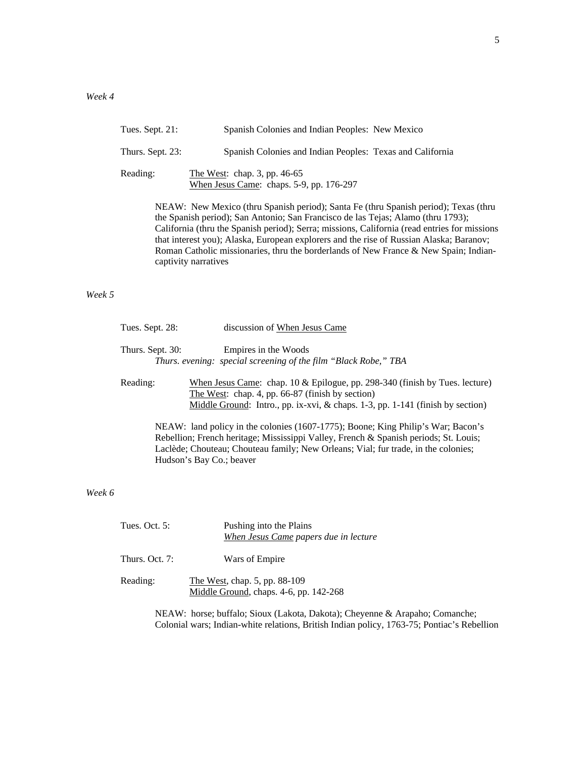*Week 4*

Tues. Sept. 21: Spanish Colonies and Indian Peoples: New Mexico

Thurs. Sept. 23: Spanish Colonies and Indian Peoples: Texas and California

Reading: The West: chap. 3, pp. 46-65
When Jesus Came: chaps. 5-9, pp. 176-297

NEAW: New Mexico (thru Spanish period); Santa Fe (thru Spanish period); Texas (thru the Spanish period); San Antonio; San Francisco de las Tejas; Alamo (thru 1793); California (thru the Spanish period); Serra; missions, California (read entries for missions that interest you); Alaska, European explorers and the rise of Russian Alaska; Baranov; Roman Catholic missionaries, thru the borderlands of New France & New Spain; Indian-captivity narratives

*Week 5*

Tues. Sept. 28: discussion of When Jesus Came

Thurs. Sept. 30: Empires in the Woods
*Thurs. evening: special screening of the film "Black Robe," TBA*

Reading: When Jesus Came: chap. 10 & Epilogue, pp. 298-340 (finish by Tues. lecture)
The West: chap. 4, pp. 66-87 (finish by section)
Middle Ground: Intro., pp. ix-xvi, & chaps. 1-3, pp. 1-141 (finish by section)

NEAW: land policy in the colonies (1607-1775); Boone; King Philip's War; Bacon's Rebellion; French heritage; Mississippi Valley, French & Spanish periods; St. Louis; Laclède; Chouteau; Chouteau family; New Orleans; Vial; fur trade, in the colonies; Hudson's Bay Co.; beaver

*Week 6*

Tues. Oct. 5: Pushing into the Plains
*When Jesus Came papers due in lecture*

Thurs. Oct. 7: Wars of Empire

Reading: The West, chap. 5, pp. 88-109
Middle Ground, chaps. 4-6, pp. 142-268

NEAW: horse; buffalo; Sioux (Lakota, Dakota); Cheyenne & Arapaho; Comanche; Colonial wars; Indian-white relations, British Indian policy, 1763-75; Pontiac's Rebellion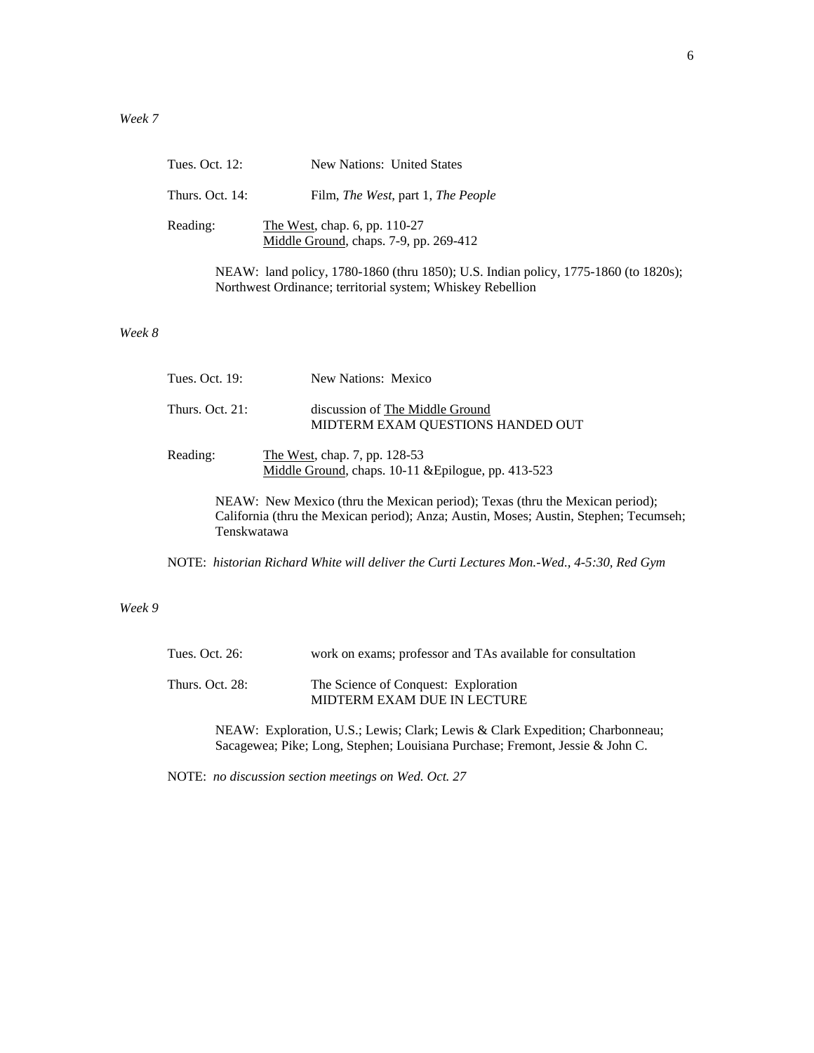*Week 7*

Tues. Oct. 12: New Nations: United States

Thurs. Oct. 14: Film, *The West*, part 1, *The People*

Reading: The West, chap. 6, pp. 110-27
Middle Ground, chaps. 7-9, pp. 269-412

NEAW: land policy, 1780-1860 (thru 1850); U.S. Indian policy, 1775-1860 (to 1820s); Northwest Ordinance; territorial system; Whiskey Rebellion

*Week 8*

Tues. Oct. 19: New Nations: Mexico

Thurs. Oct. 21: discussion of The Middle Ground
MIDTERM EXAM QUESTIONS HANDED OUT

Reading: The West, chap. 7, pp. 128-53
Middle Ground, chaps. 10-11 &Epilogue, pp. 413-523

NEAW: New Mexico (thru the Mexican period); Texas (thru the Mexican period); California (thru the Mexican period); Anza; Austin, Moses; Austin, Stephen; Tecumseh; Tenskwatawa

NOTE: *historian Richard White will deliver the Curti Lectures Mon.-Wed., 4-5:30, Red Gym*

*Week 9*

Tues. Oct. 26: work on exams; professor and TAs available for consultation

Thurs. Oct. 28: The Science of Conquest: Exploration
MIDTERM EXAM DUE IN LECTURE

NEAW: Exploration, U.S.; Lewis; Clark; Lewis & Clark Expedition; Charbonneau; Sacagewea; Pike; Long, Stephen; Louisiana Purchase; Fremont, Jessie & John C.

NOTE: *no discussion section meetings on Wed. Oct. 27*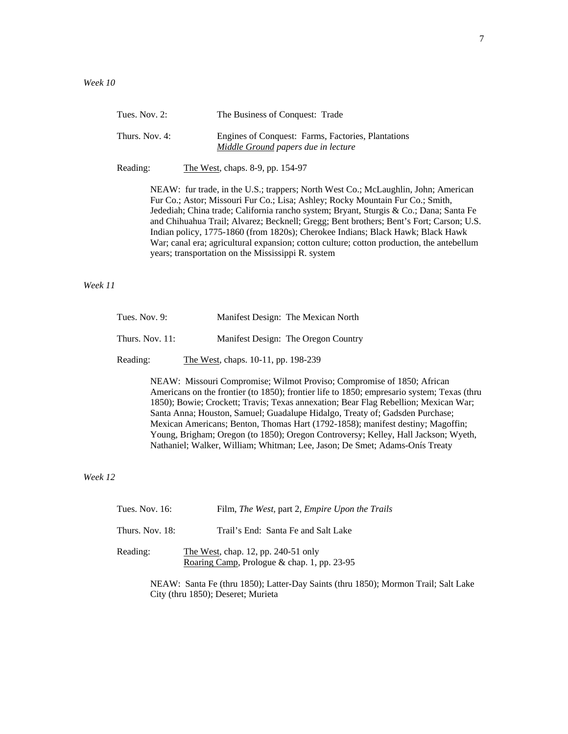*Week 10*

Tues. Nov. 2: The Business of Conquest: Trade

Thurs. Nov. 4: Engines of Conquest: Farms, Factories, Plantations
*Middle Ground papers due in lecture*

Reading: The West, chaps. 8-9, pp. 154-97

NEAW: fur trade, in the U.S.; trappers; North West Co.; McLaughlin, John; American Fur Co.; Astor; Missouri Fur Co.; Lisa; Ashley; Rocky Mountain Fur Co.; Smith, Jedediah; China trade; California rancho system; Bryant, Sturgis & Co.; Dana; Santa Fe and Chihuahua Trail; Alvarez; Becknell; Gregg; Bent brothers; Bent's Fort; Carson; U.S. Indian policy, 1775-1860 (from 1820s); Cherokee Indians; Black Hawk; Black Hawk War; canal era; agricultural expansion; cotton culture; cotton production, the antebellum years; transportation on the Mississippi R. system

*Week 11*

Tues. Nov. 9: Manifest Design: The Mexican North

Thurs. Nov. 11: Manifest Design: The Oregon Country

Reading: The West, chaps. 10-11, pp. 198-239

NEAW: Missouri Compromise; Wilmot Proviso; Compromise of 1850; African Americans on the frontier (to 1850); frontier life to 1850; empresario system; Texas (thru 1850); Bowie; Crockett; Travis; Texas annexation; Bear Flag Rebellion; Mexican War; Santa Anna; Houston, Samuel; Guadalupe Hidalgo, Treaty of; Gadsden Purchase; Mexican Americans; Benton, Thomas Hart (1792-1858); manifest destiny; Magoffin; Young, Brigham; Oregon (to 1850); Oregon Controversy; Kelley, Hall Jackson; Wyeth, Nathaniel; Walker, William; Whitman; Lee, Jason; De Smet; Adams-Onís Treaty

*Week 12*

Tues. Nov. 16: Film, *The West*, part 2, *Empire Upon the Trails*

Thurs. Nov. 18: Trail's End: Santa Fe and Salt Lake

Reading: The West, chap. 12, pp. 240-51 only
Roaring Camp, Prologue & chap. 1, pp. 23-95

NEAW: Santa Fe (thru 1850); Latter-Day Saints (thru 1850); Mormon Trail; Salt Lake City (thru 1850); Deseret; Murieta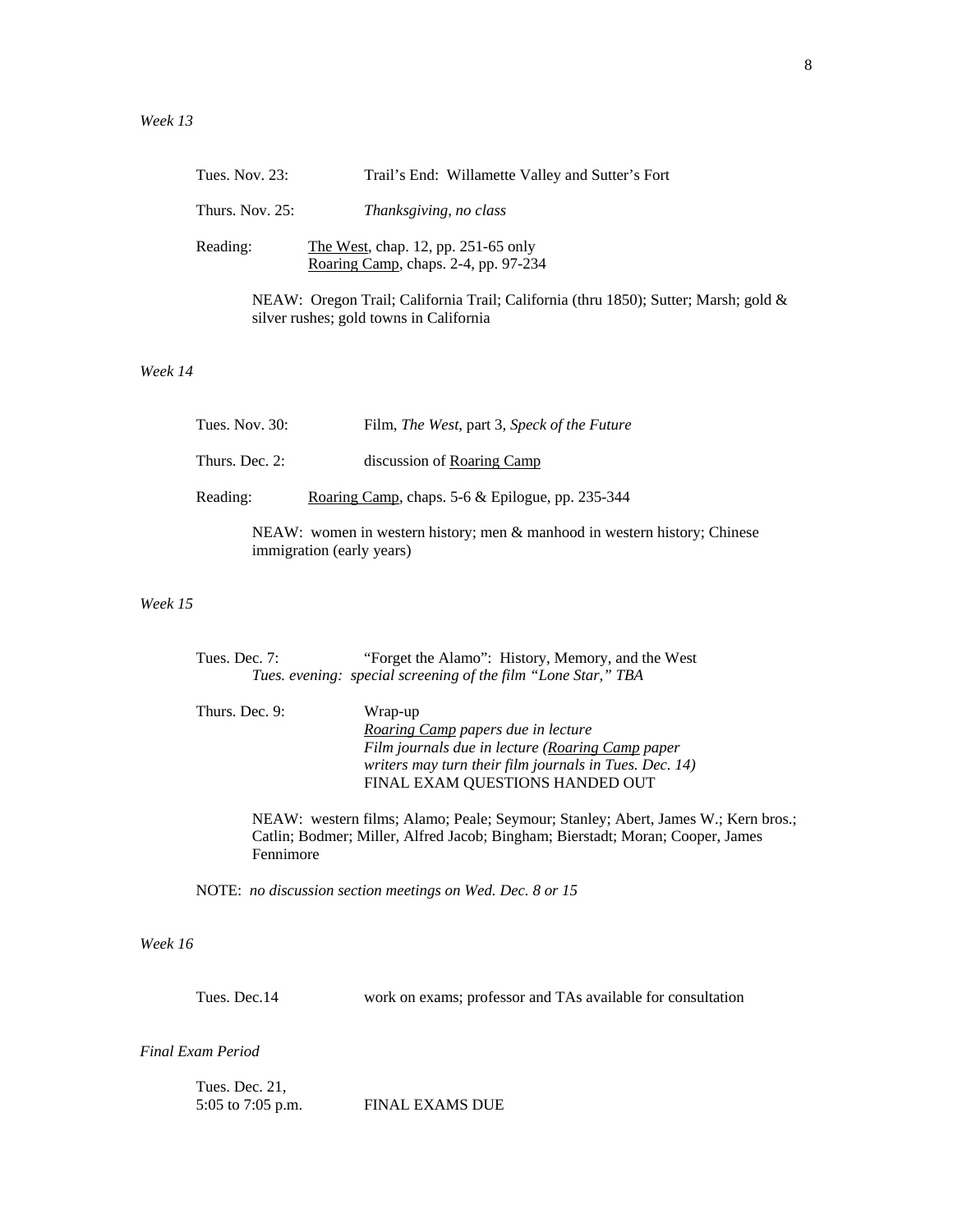*Week 13*

Tues. Nov. 23: Trail's End: Willamette Valley and Sutter's Fort

Thurs. Nov. 25: *Thanksgiving, no class*

Reading: The West, chap. 12, pp. 251-65 only
Roaring Camp, chaps. 2-4, pp. 97-234

NEAW: Oregon Trail; California Trail; California (thru 1850); Sutter; Marsh; gold & silver rushes; gold towns in California

*Week 14*

Tues. Nov. 30: Film, *The West*, part 3, *Speck of the Future*

Thurs. Dec. 2: discussion of Roaring Camp

Reading: Roaring Camp, chaps. 5-6 & Epilogue, pp. 235-344

NEAW: women in western history; men & manhood in western history; Chinese immigration (early years)

*Week 15*

Tues. Dec. 7: "Forget the Alamo": History, Memory, and the West
*Tues. evening: special screening of the film "Lone Star," TBA*

Thurs. Dec. 9: Wrap-up
*Roaring Camp papers due in lecture*
*Film journals due in lecture (Roaring Camp paper writers may turn their film journals in Tues. Dec. 14)*
FINAL EXAM QUESTIONS HANDED OUT

NEAW: western films; Alamo; Peale; Seymour; Stanley; Abert, James W.; Kern bros.; Catlin; Bodmer; Miller, Alfred Jacob; Bingham; Bierstadt; Moran; Cooper, James Fennimore

NOTE: *no discussion section meetings on Wed. Dec. 8 or 15*

*Week 16*

Tues. Dec.14 work on exams; professor and TAs available for consultation

*Final Exam Period*

Tues. Dec. 21,
5:05 to 7:05 p.m. FINAL EXAMS DUE